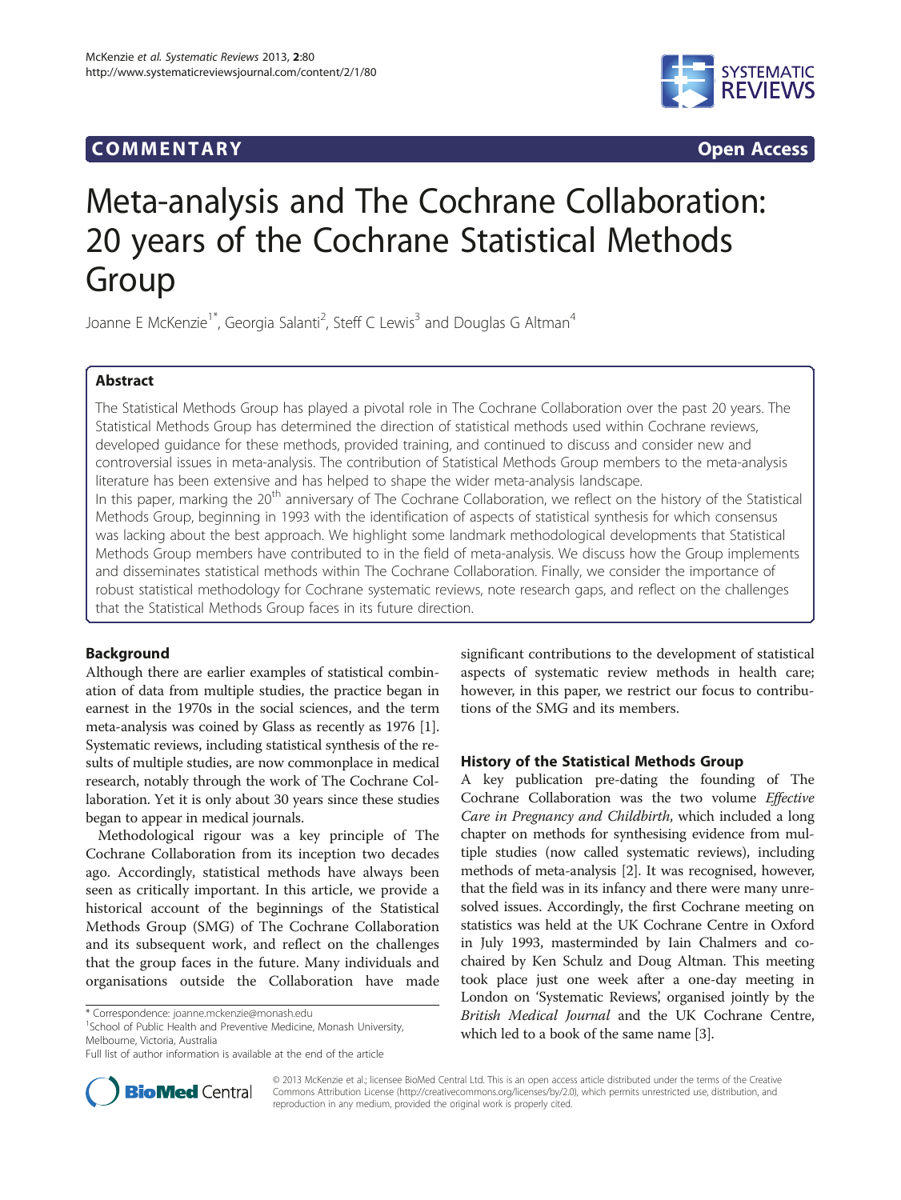**COMMENTARY** **Open Access**

# Meta-analysis and The Cochrane Collaboration: 20 years of the Cochrane Statistical Methods Group

Joanne E McKenzie[1*], Georgia Salanti[2], Steff C Lewis[3] and Douglas G Altman[4]

## Abstract

The Statistical Methods Group has played a pivotal role in The Cochrane Collaboration over the past 20 years. The Statistical Methods Group has determined the direction of statistical methods used within Cochrane reviews, developed guidance for these methods, provided training, and continued to discuss and consider new and controversial issues in meta-analysis. The contribution of Statistical Methods Group members to the meta-analysis literature has been extensive and has helped to shape the wider meta-analysis landscape.

In this paper, marking the 20[th] anniversary of The Cochrane Collaboration, we reflect on the history of the Statistical Methods Group, beginning in 1993 with the identification of aspects of statistical synthesis for which consensus was lacking about the best approach. We highlight some landmark methodological developments that Statistical Methods Group members have contributed to in the field of meta-analysis. We discuss how the Group implements and disseminates statistical methods within The Cochrane Collaboration. Finally, we consider the importance of robust statistical methodology for Cochrane systematic reviews, note research gaps, and reflect on the challenges that the Statistical Methods Group faces in its future direction.

## Background

Although there are earlier examples of statistical combination of data from multiple studies, the practice began in earnest in the 1970s in the social sciences, and the term meta-analysis was coined by Glass as recently as 1976 [1]. Systematic reviews, including statistical synthesis of the results of multiple studies, are now commonplace in medical research, notably through the work of The Cochrane Collaboration. Yet it is only about 30 years since these studies began to appear in medical journals.

Methodological rigour was a key principle of The Cochrane Collaboration from its inception two decades ago. Accordingly, statistical methods have always been seen as critically important. In this article, we provide a historical account of the beginnings of the Statistical Methods Group (SMG) of The Cochrane Collaboration and its subsequent work, and reflect on the challenges that the group faces in the future. Many individuals and organisations outside the Collaboration have made significant contributions to the development of statistical aspects of systematic review methods in health care; however, in this paper, we restrict our focus to contributions of the SMG and its members.

## History of the Statistical Methods Group

A key publication pre-dating the founding of The Cochrane Collaboration was the two volume *Effective Care in Pregnancy and Childbirth*, which included a long chapter on methods for synthesising evidence from multiple studies (now called systematic reviews), including methods of meta-analysis [2]. It was recognised, however, that the field was in its infancy and there were many unresolved issues. Accordingly, the first Cochrane meeting on statistics was held at the UK Cochrane Centre in Oxford in July 1993, masterminded by Iain Chalmers and co-chaired by Ken Schulz and Doug Altman. This meeting took place just one week after a one-day meeting in London on 'Systematic Reviews', organised jointly by the *British Medical Journal* and the UK Cochrane Centre, which led to a book of the same name [3].

\* Correspondence: joanne.mckenzie@monash.edu

[1]School of Public Health and Preventive Medicine, Monash University, Melbourne, Victoria, Australia

Full list of author information is available at the end of the article

© 2013 McKenzie et al.; licensee BioMed Central Ltd. This is an open access article distributed under the terms of the Creative Commons Attribution License (http://creativecommons.org/licenses/by/2.0), which permits unrestricted use, distribution, and reproduction in any medium, provided the original work is properly cited.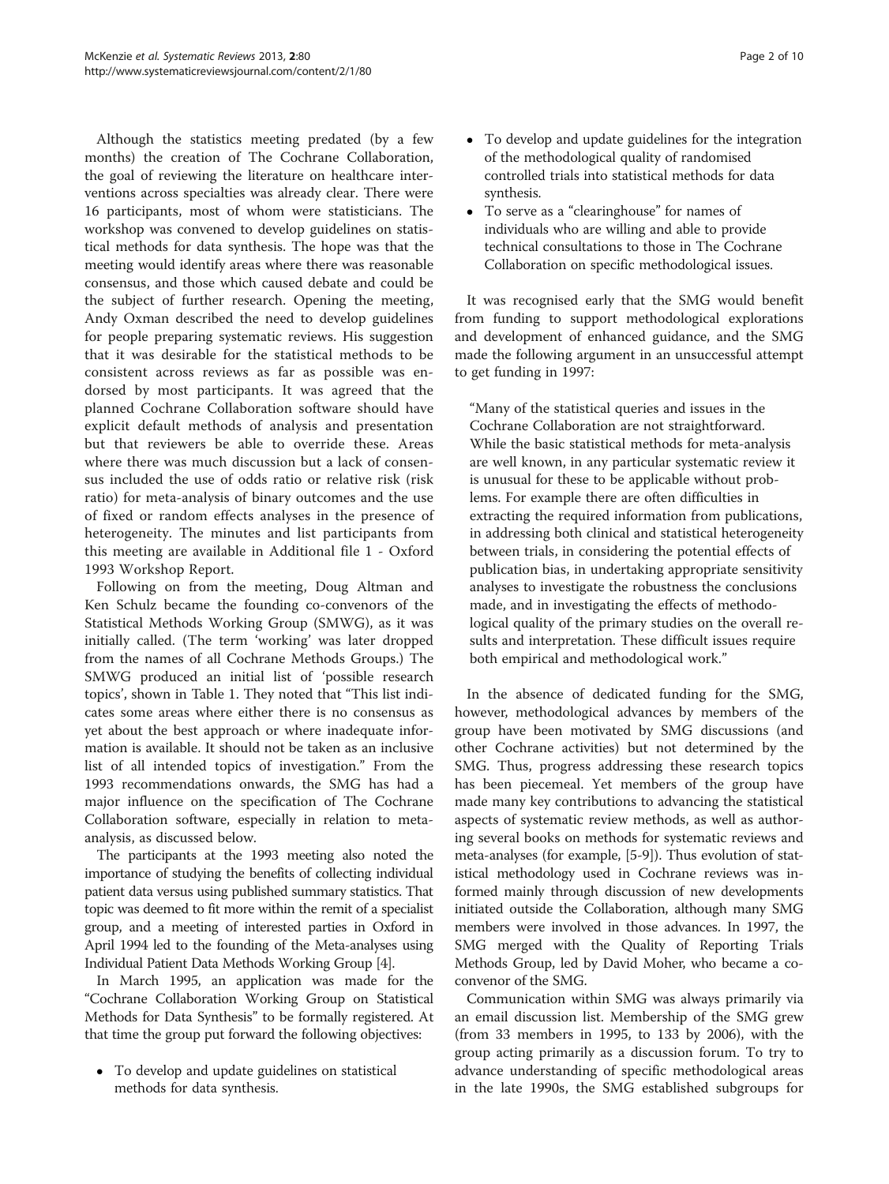Although the statistics meeting predated (by a few months) the creation of The Cochrane Collaboration, the goal of reviewing the literature on healthcare interventions across specialties was already clear. There were 16 participants, most of whom were statisticians. The workshop was convened to develop guidelines on statistical methods for data synthesis. The hope was that the meeting would identify areas where there was reasonable consensus, and those which caused debate and could be the subject of further research. Opening the meeting, Andy Oxman described the need to develop guidelines for people preparing systematic reviews. His suggestion that it was desirable for the statistical methods to be consistent across reviews as far as possible was endorsed by most participants. It was agreed that the planned Cochrane Collaboration software should have explicit default methods of analysis and presentation but that reviewers be able to override these. Areas where there was much discussion but a lack of consensus included the use of odds ratio or relative risk (risk ratio) for meta-analysis of binary outcomes and the use of fixed or random effects analyses in the presence of heterogeneity. The minutes and list participants from this meeting are available in Additional file 1 - Oxford 1993 Workshop Report.

Following on from the meeting, Doug Altman and Ken Schulz became the founding co-convenors of the Statistical Methods Working Group (SMWG), as it was initially called. (The term 'working' was later dropped from the names of all Cochrane Methods Groups.) The SMWG produced an initial list of 'possible research topics', shown in Table 1. They noted that "This list indicates some areas where either there is no consensus as yet about the best approach or where inadequate information is available. It should not be taken as an inclusive list of all intended topics of investigation." From the 1993 recommendations onwards, the SMG has had a major influence on the specification of The Cochrane Collaboration software, especially in relation to meta-analysis, as discussed below.

The participants at the 1993 meeting also noted the importance of studying the benefits of collecting individual patient data versus using published summary statistics. That topic was deemed to fit more within the remit of a specialist group, and a meeting of interested parties in Oxford in April 1994 led to the founding of the Meta-analyses using Individual Patient Data Methods Working Group [4].

In March 1995, an application was made for the "Cochrane Collaboration Working Group on Statistical Methods for Data Synthesis" to be formally registered. At that time the group put forward the following objectives:

- To develop and update guidelines on statistical methods for data synthesis.
- To develop and update guidelines for the integration of the methodological quality of randomised controlled trials into statistical methods for data synthesis.
- To serve as a "clearinghouse" for names of individuals who are willing and able to provide technical consultations to those in The Cochrane Collaboration on specific methodological issues.

It was recognised early that the SMG would benefit from funding to support methodological explorations and development of enhanced guidance, and the SMG made the following argument in an unsuccessful attempt to get funding in 1997:

> "Many of the statistical queries and issues in the Cochrane Collaboration are not straightforward. While the basic statistical methods for meta-analysis are well known, in any particular systematic review it is unusual for these to be applicable without problems. For example there are often difficulties in extracting the required information from publications, in addressing both clinical and statistical heterogeneity between trials, in considering the potential effects of publication bias, in undertaking appropriate sensitivity analyses to investigate the robustness the conclusions made, and in investigating the effects of methodological quality of the primary studies on the overall results and interpretation. These difficult issues require both empirical and methodological work."

In the absence of dedicated funding for the SMG, however, methodological advances by members of the group have been motivated by SMG discussions (and other Cochrane activities) but not determined by the SMG. Thus, progress addressing these research topics has been piecemeal. Yet members of the group have made many key contributions to advancing the statistical aspects of systematic review methods, as well as authoring several books on methods for systematic reviews and meta-analyses (for example, [5-9]). Thus evolution of statistical methodology used in Cochrane reviews was informed mainly through discussion of new developments initiated outside the Collaboration, although many SMG members were involved in those advances. In 1997, the SMG merged with the Quality of Reporting Trials Methods Group, led by David Moher, who became a co-convenor of the SMG.

Communication within SMG was always primarily via an email discussion list. Membership of the SMG grew (from 33 members in 1995, to 133 by 2006), with the group acting primarily as a discussion forum. To try to advance understanding of specific methodological areas in the late 1990s, the SMG established subgroups for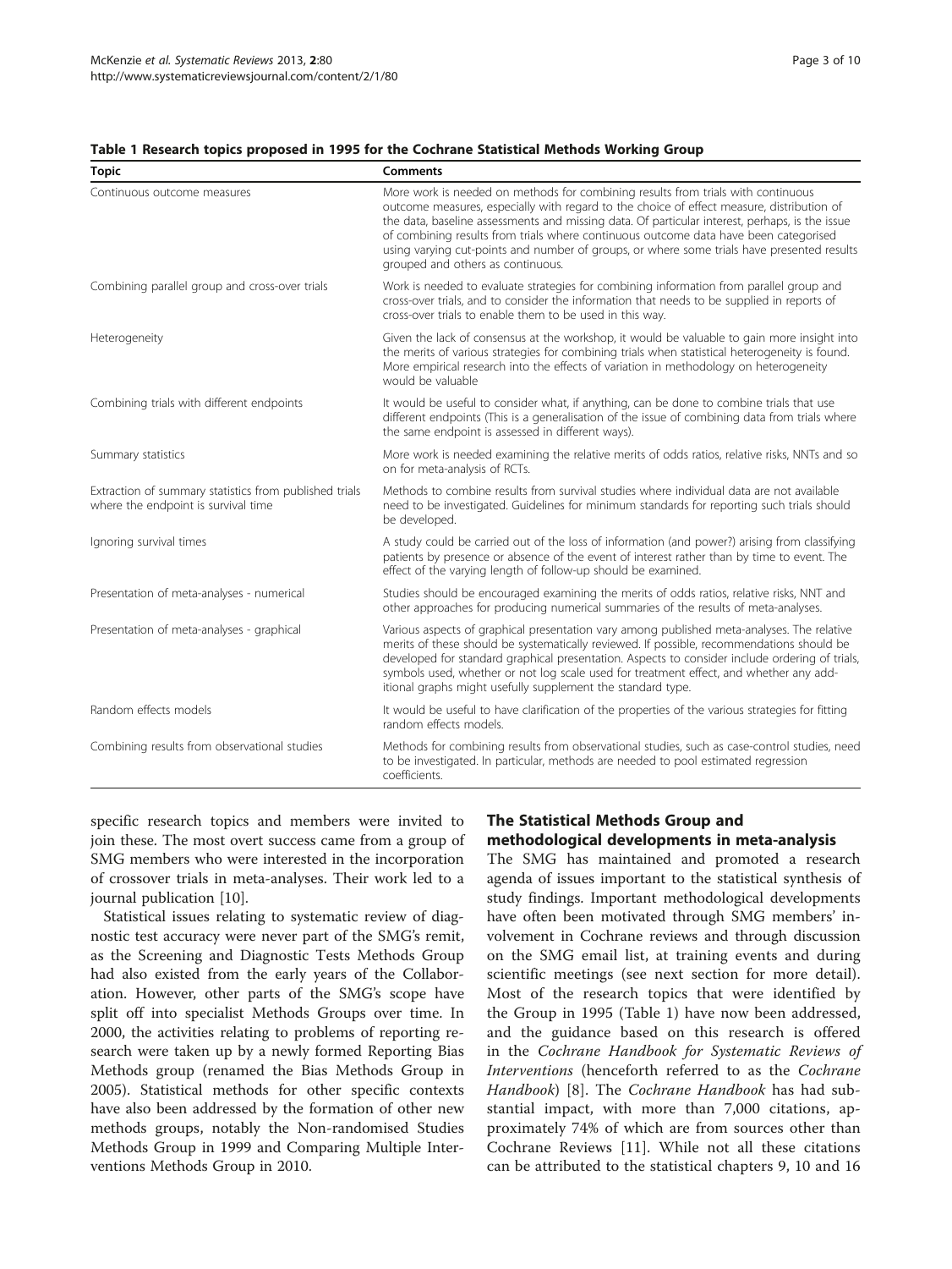**Table 1 Research topics proposed in 1995 for the Cochrane Statistical Methods Working Group**

| Topic | Comments |
| --- | --- |
| Continuous outcome measures | More work is needed on methods for combining results from trials with continuous outcome measures, especially with regard to the choice of effect measure, distribution of the data, baseline assessments and missing data. Of particular interest, perhaps, is the issue of combining results from trials where continuous outcome data have been categorised using varying cut-points and number of groups, or where some trials have presented results grouped and others as continuous. |
| Combining parallel group and cross-over trials | Work is needed to evaluate strategies for combining information from parallel group and cross-over trials, and to consider the information that needs to be supplied in reports of cross-over trials to enable them to be used in this way. |
| Heterogeneity | Given the lack of consensus at the workshop, it would be valuable to gain more insight into the merits of various strategies for combining trials when statistical heterogeneity is found. More empirical research into the effects of variation in methodology on heterogeneity would be valuable |
| Combining trials with different endpoints | It would be useful to consider what, if anything, can be done to combine trials that use different endpoints (This is a generalisation of the issue of combining data from trials where the same endpoint is assessed in different ways). |
| Summary statistics | More work is needed examining the relative merits of odds ratios, relative risks, NNTs and so on for meta-analysis of RCTs. |
| Extraction of summary statistics from published trials where the endpoint is survival time | Methods to combine results from survival studies where individual data are not available need to be investigated. Guidelines for minimum standards for reporting such trials should be developed. |
| Ignoring survival times | A study could be carried out of the loss of information (and power?) arising from classifying patients by presence or absence of the event of interest rather than by time to event. The effect of the varying length of follow-up should be examined. |
| Presentation of meta-analyses - numerical | Studies should be encouraged examining the merits of odds ratios, relative risks, NNT and other approaches for producing numerical summaries of the results of meta-analyses. |
| Presentation of meta-analyses - graphical | Various aspects of graphical presentation vary among published meta-analyses. The relative merits of these should be systematically reviewed. If possible, recommendations should be developed for standard graphical presentation. Aspects to consider include ordering of trials, symbols used, whether or not log scale used for treatment effect, and whether any additional graphs might usefully supplement the standard type. |
| Random effects models | It would be useful to have clarification of the properties of the various strategies for fitting random effects models. |
| Combining results from observational studies | Methods for combining results from observational studies, such as case-control studies, need to be investigated. In particular, methods are needed to pool estimated regression coefficients. |

specific research topics and members were invited to join these. The most overt success came from a group of SMG members who were interested in the incorporation of crossover trials in meta-analyses. Their work led to a journal publication [10].

Statistical issues relating to systematic review of diagnostic test accuracy were never part of the SMG's remit, as the Screening and Diagnostic Tests Methods Group had also existed from the early years of the Collaboration. However, other parts of the SMG's scope have split off into specialist Methods Groups over time. In 2000, the activities relating to problems of reporting research were taken up by a newly formed Reporting Bias Methods group (renamed the Bias Methods Group in 2005). Statistical methods for other specific contexts have also been addressed by the formation of other new methods groups, notably the Non-randomised Studies Methods Group in 1999 and Comparing Multiple Interventions Methods Group in 2010.

## The Statistical Methods Group and methodological developments in meta-analysis

The SMG has maintained and promoted a research agenda of issues important to the statistical synthesis of study findings. Important methodological developments have often been motivated through SMG members' involvement in Cochrane reviews and through discussion on the SMG email list, at training events and during scientific meetings (see next section for more detail). Most of the research topics that were identified by the Group in 1995 (Table 1) have now been addressed, and the guidance based on this research is offered in the *Cochrane Handbook for Systematic Reviews of Interventions* (henceforth referred to as the *Cochrane Handbook*) [8]. The *Cochrane Handbook* has had substantial impact, with more than 7,000 citations, approximately 74% of which are from sources other than Cochrane Reviews [11]. While not all these citations can be attributed to the statistical chapters 9, 10 and 16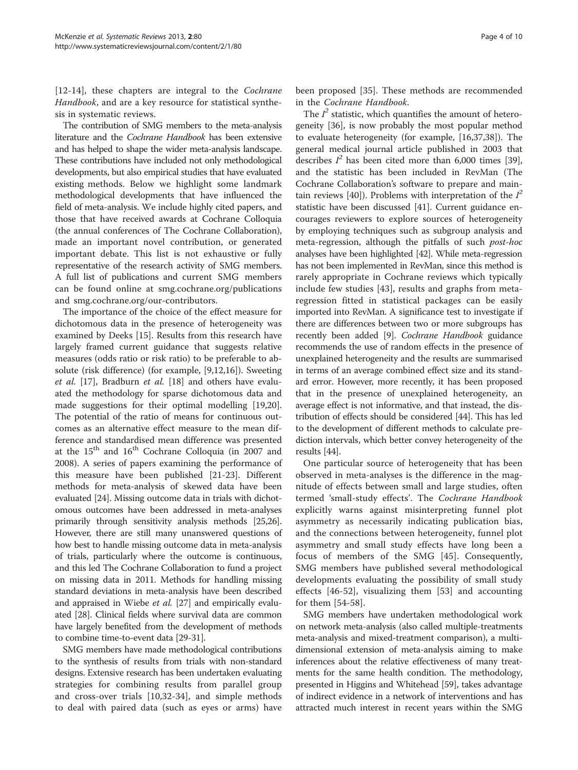[12-14], these chapters are integral to the *Cochrane Handbook*, and are a key resource for statistical synthesis in systematic reviews.

The contribution of SMG members to the meta-analysis literature and the *Cochrane Handbook* has been extensive and has helped to shape the wider meta-analysis landscape. These contributions have included not only methodological developments, but also empirical studies that have evaluated existing methods. Below we highlight some landmark methodological developments that have influenced the field of meta-analysis. We include highly cited papers, and those that have received awards at Cochrane Colloquia (the annual conferences of The Cochrane Collaboration), made an important novel contribution, or generated important debate. This list is not exhaustive or fully representative of the research activity of SMG members. A full list of publications and current SMG members can be found online at smg.cochrane.org/publications and smg.cochrane.org/our-contributors.

The importance of the choice of the effect measure for dichotomous data in the presence of heterogeneity was examined by Deeks [15]. Results from this research have largely framed current guidance that suggests relative measures (odds ratio or risk ratio) to be preferable to absolute (risk difference) (for example, [9,12,16]). Sweeting *et al.* [17], Bradburn *et al.* [18] and others have evaluated the methodology for sparse dichotomous data and made suggestions for their optimal modelling [19,20]. The potential of the ratio of means for continuous outcomes as an alternative effect measure to the mean difference and standardised mean difference was presented at the 15th and 16th Cochrane Colloquia (in 2007 and 2008). A series of papers examining the performance of this measure have been published [21-23]. Different methods for meta-analysis of skewed data have been evaluated [24]. Missing outcome data in trials with dichotomous outcomes have been addressed in meta-analyses primarily through sensitivity analysis methods [25,26]. However, there are still many unanswered questions of how best to handle missing outcome data in meta-analysis of trials, particularly where the outcome is continuous, and this led The Cochrane Collaboration to fund a project on missing data in 2011. Methods for handling missing standard deviations in meta-analysis have been described and appraised in Wiebe *et al.* [27] and empirically evaluated [28]. Clinical fields where survival data are common have largely benefited from the development of methods to combine time-to-event data [29-31].

SMG members have made methodological contributions to the synthesis of results from trials with non-standard designs. Extensive research has been undertaken evaluating strategies for combining results from parallel group and cross-over trials [10,32-34], and simple methods to deal with paired data (such as eyes or arms) have been proposed [35]. These methods are recommended in the *Cochrane Handbook*.

The $I^2$ statistic, which quantifies the amount of heterogeneity [36], is now probably the most popular method to evaluate heterogeneity (for example, [16,37,38]). The general medical journal article published in 2003 that describes $I^2$ has been cited more than 6,000 times [39], and the statistic has been included in RevMan (The Cochrane Collaboration's software to prepare and maintain reviews [40]). Problems with interpretation of the $I^2$ statistic have been discussed [41]. Current guidance encourages reviewers to explore sources of heterogeneity by employing techniques such as subgroup analysis and meta-regression, although the pitfalls of such *post-hoc* analyses have been highlighted [42]. While meta-regression has not been implemented in RevMan, since this method is rarely appropriate in Cochrane reviews which typically include few studies [43], results and graphs from meta-regression fitted in statistical packages can be easily imported into RevMan. A significance test to investigate if there are differences between two or more subgroups has recently been added [9]. *Cochrane Handbook* guidance recommends the use of random effects in the presence of unexplained heterogeneity and the results are summarised in terms of an average combined effect size and its standard error. However, more recently, it has been proposed that in the presence of unexplained heterogeneity, an average effect is not informative, and that instead, the distribution of effects should be considered [44]. This has led to the development of different methods to calculate prediction intervals, which better convey heterogeneity of the results [44].

One particular source of heterogeneity that has been observed in meta-analyses is the difference in the magnitude of effects between small and large studies, often termed 'small-study effects'. The *Cochrane Handbook* explicitly warns against misinterpreting funnel plot asymmetry as necessarily indicating publication bias, and the connections between heterogeneity, funnel plot asymmetry and small study effects have long been a focus of members of the SMG [45]. Consequently, SMG members have published several methodological developments evaluating the possibility of small study effects [46-52], visualizing them [53] and accounting for them [54-58].

SMG members have undertaken methodological work on network meta-analysis (also called multiple-treatments meta-analysis and mixed-treatment comparison), a multidimensional extension of meta-analysis aiming to make inferences about the relative effectiveness of many treatments for the same health condition. The methodology, presented in Higgins and Whitehead [59], takes advantage of indirect evidence in a network of interventions and has attracted much interest in recent years within the SMG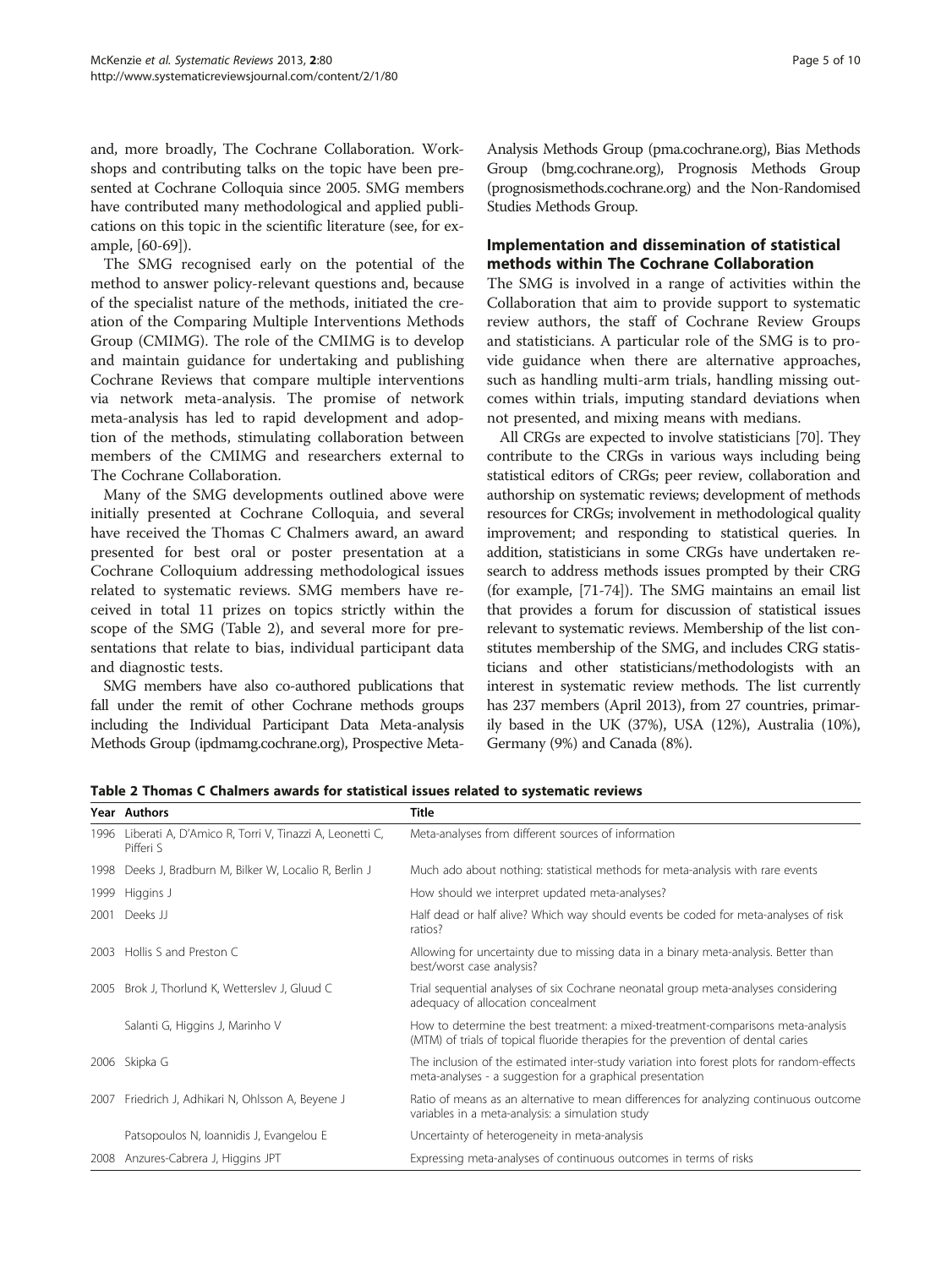and, more broadly, The Cochrane Collaboration. Workshops and contributing talks on the topic have been presented at Cochrane Colloquia since 2005. SMG members have contributed many methodological and applied publications on this topic in the scientific literature (see, for example, [60-69]).

The SMG recognised early on the potential of the method to answer policy-relevant questions and, because of the specialist nature of the methods, initiated the creation of the Comparing Multiple Interventions Methods Group (CMIMG). The role of the CMIMG is to develop and maintain guidance for undertaking and publishing Cochrane Reviews that compare multiple interventions via network meta-analysis. The promise of network meta-analysis has led to rapid development and adoption of the methods, stimulating collaboration between members of the CMIMG and researchers external to The Cochrane Collaboration.

Many of the SMG developments outlined above were initially presented at Cochrane Colloquia, and several have received the Thomas C Chalmers award, an award presented for best oral or poster presentation at a Cochrane Colloquium addressing methodological issues related to systematic reviews. SMG members have received in total 11 prizes on topics strictly within the scope of the SMG (Table 2), and several more for presentations that relate to bias, individual participant data and diagnostic tests.

SMG members have also co-authored publications that fall under the remit of other Cochrane methods groups including the Individual Participant Data Meta-analysis Methods Group (ipdmamg.cochrane.org), Prospective Meta-Analysis Methods Group (pma.cochrane.org), Bias Methods Group (bmg.cochrane.org), Prognosis Methods Group (prognosismethods.cochrane.org) and the Non-Randomised Studies Methods Group.

## Implementation and dissemination of statistical methods within The Cochrane Collaboration

The SMG is involved in a range of activities within the Collaboration that aim to provide support to systematic review authors, the staff of Cochrane Review Groups and statisticians. A particular role of the SMG is to provide guidance when there are alternative approaches, such as handling multi-arm trials, handling missing outcomes within trials, imputing standard deviations when not presented, and mixing means with medians.

All CRGs are expected to involve statisticians [70]. They contribute to the CRGs in various ways including being statistical editors of CRGs; peer review, collaboration and authorship on systematic reviews; development of methods resources for CRGs; involvement in methodological quality improvement; and responding to statistical queries. In addition, statisticians in some CRGs have undertaken research to address methods issues prompted by their CRG (for example, [71-74]). The SMG maintains an email list that provides a forum for discussion of statistical issues relevant to systematic reviews. Membership of the list constitutes membership of the SMG, and includes CRG statisticians and other statisticians/methodologists with an interest in systematic review methods. The list currently has 237 members (April 2013), from 27 countries, primarily based in the UK (37%), USA (12%), Australia (10%), Germany (9%) and Canada (8%).

**Table 2 Thomas C Chalmers awards for statistical issues related to systematic reviews**

| Year | Authors | Title |
|---|---|---|
| 1996 | Liberati A, D'Amico R, Torri V, Tinazzi A, Leonetti C, Pifferi S | Meta-analyses from different sources of information |
| 1998 | Deeks J, Bradburn M, Bilker W, Localio R, Berlin J | Much ado about nothing: statistical methods for meta-analysis with rare events |
| 1999 | Higgins J | How should we interpret updated meta-analyses? |
| 2001 | Deeks JJ | Half dead or half alive? Which way should events be coded for meta-analyses of risk ratios? |
| 2003 | Hollis S and Preston C | Allowing for uncertainty due to missing data in a binary meta-analysis. Better than best/worst case analysis? |
| 2005 | Brok J, Thorlund K, Wetterslev J, Gluud C | Trial sequential analyses of six Cochrane neonatal group meta-analyses considering adequacy of allocation concealment |
| | Salanti G, Higgins J, Marinho V | How to determine the best treatment: a mixed-treatment-comparisons meta-analysis (MTM) of trials of topical fluoride therapies for the prevention of dental caries |
| 2006 | Skipka G | The inclusion of the estimated inter-study variation into forest plots for random-effects meta-analyses - a suggestion for a graphical presentation |
| 2007 | Friedrich J, Adhikari N, Ohlsson A, Beyene J | Ratio of means as an alternative to mean differences for analyzing continuous outcome variables in a meta-analysis: a simulation study |
| | Patsopoulos N, Ioannidis J, Evangelou E | Uncertainty of heterogeneity in meta-analysis |
| 2008 | Anzures-Cabrera J, Higgins JPT | Expressing meta-analyses of continuous outcomes in terms of risks |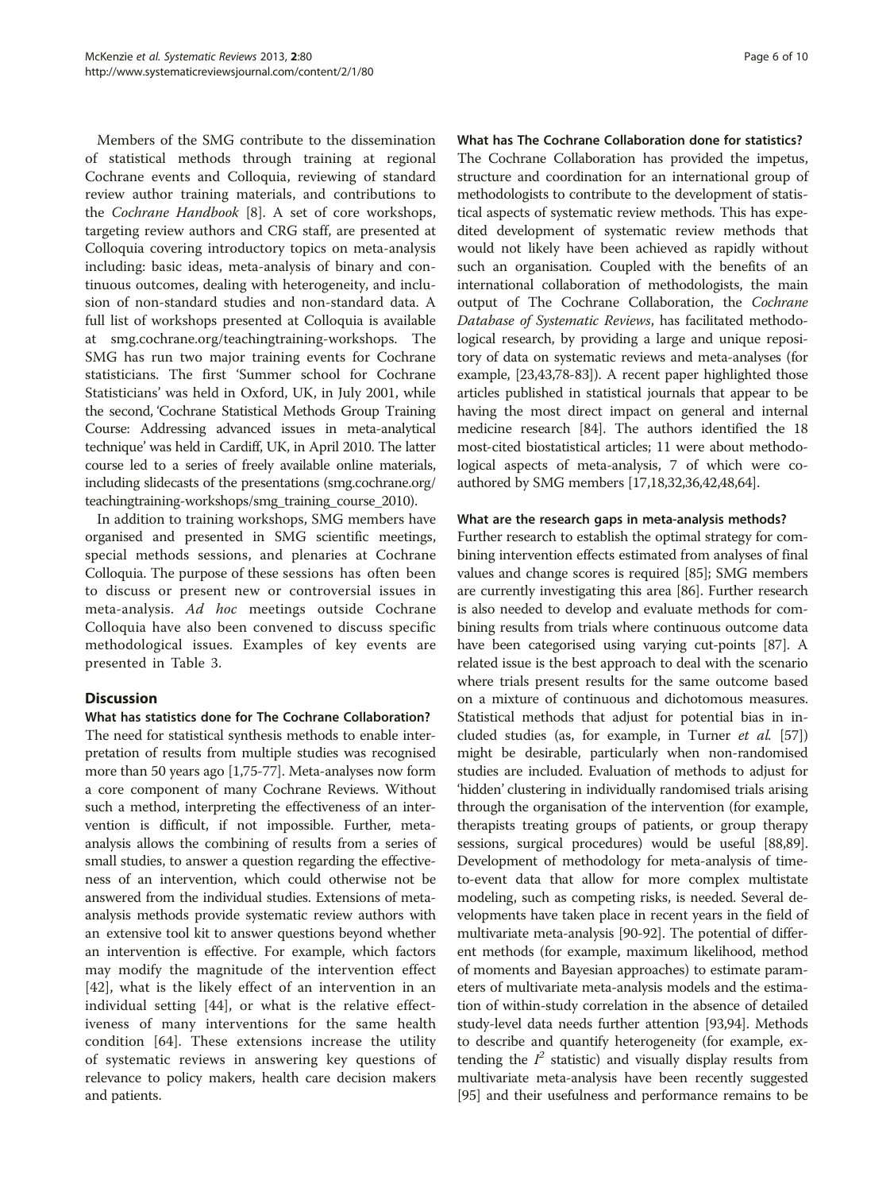Members of the SMG contribute to the dissemination of statistical methods through training at regional Cochrane events and Colloquia, reviewing of standard review author training materials, and contributions to the *Cochrane Handbook* [8]. A set of core workshops, targeting review authors and CRG staff, are presented at Colloquia covering introductory topics on meta-analysis including: basic ideas, meta-analysis of binary and continuous outcomes, dealing with heterogeneity, and inclusion of non-standard studies and non-standard data. A full list of workshops presented at Colloquia is available at smg.cochrane.org/teachingtraining-workshops. The SMG has run two major training events for Cochrane statisticians. The first 'Summer school for Cochrane Statisticians' was held in Oxford, UK, in July 2001, while the second, 'Cochrane Statistical Methods Group Training Course: Addressing advanced issues in meta-analytical technique' was held in Cardiff, UK, in April 2010. The latter course led to a series of freely available online materials, including slidecasts of the presentations (smg.cochrane.org/teachingtraining-workshops/smg_training_course_2010).

In addition to training workshops, SMG members have organised and presented in SMG scientific meetings, special methods sessions, and plenaries at Cochrane Colloquia. The purpose of these sessions has often been to discuss or present new or controversial issues in meta-analysis. *Ad hoc* meetings outside Cochrane Colloquia have also been convened to discuss specific methodological issues. Examples of key events are presented in Table 3.

## Discussion

### What has statistics done for The Cochrane Collaboration?

The need for statistical synthesis methods to enable interpretation of results from multiple studies was recognised more than 50 years ago [1,75-77]. Meta-analyses now form a core component of many Cochrane Reviews. Without such a method, interpreting the effectiveness of an intervention is difficult, if not impossible. Further, meta-analysis allows the combining of results from a series of small studies, to answer a question regarding the effectiveness of an intervention, which could otherwise not be answered from the individual studies. Extensions of meta-analysis methods provide systematic review authors with an extensive tool kit to answer questions beyond whether an intervention is effective. For example, which factors may modify the magnitude of the intervention effect [42], what is the likely effect of an intervention in an individual setting [44], or what is the relative effectiveness of many interventions for the same health condition [64]. These extensions increase the utility of systematic reviews in answering key questions of relevance to policy makers, health care decision makers and patients.

### What has The Cochrane Collaboration done for statistics?

The Cochrane Collaboration has provided the impetus, structure and coordination for an international group of methodologists to contribute to the development of statistical aspects of systematic review methods. This has expedited development of systematic review methods that would not likely have been achieved as rapidly without such an organisation. Coupled with the benefits of an international collaboration of methodologists, the main output of The Cochrane Collaboration, the *Cochrane Database of Systematic Reviews*, has facilitated methodological research, by providing a large and unique repository of data on systematic reviews and meta-analyses (for example, [23,43,78-83]). A recent paper highlighted those articles published in statistical journals that appear to be having the most direct impact on general and internal medicine research [84]. The authors identified the 18 most-cited biostatistical articles; 11 were about methodological aspects of meta-analysis, 7 of which were co-authored by SMG members [17,18,32,36,42,48,64].

### What are the research gaps in meta-analysis methods?

Further research to establish the optimal strategy for combining intervention effects estimated from analyses of final values and change scores is required [85]; SMG members are currently investigating this area [86]. Further research is also needed to develop and evaluate methods for combining results from trials where continuous outcome data have been categorised using varying cut-points [87]. A related issue is the best approach to deal with the scenario where trials present results for the same outcome based on a mixture of continuous and dichotomous measures. Statistical methods that adjust for potential bias in included studies (as, for example, in Turner *et al.* [57]) might be desirable, particularly when non-randomised studies are included. Evaluation of methods to adjust for 'hidden' clustering in individually randomised trials arising through the organisation of the intervention (for example, therapists treating groups of patients, or group therapy sessions, surgical procedures) would be useful [88,89]. Development of methodology for meta-analysis of time-to-event data that allow for more complex multistate modeling, such as competing risks, is needed. Several developments have taken place in recent years in the field of multivariate meta-analysis [90-92]. The potential of different methods (for example, maximum likelihood, method of moments and Bayesian approaches) to estimate parameters of multivariate meta-analysis models and the estimation of within-study correlation in the absence of detailed study-level data needs further attention [93,94]. Methods to describe and quantify heterogeneity (for example, extending the $I^2$ statistic) and visually display results from multivariate meta-analysis have been recently suggested [95] and their usefulness and performance remains to be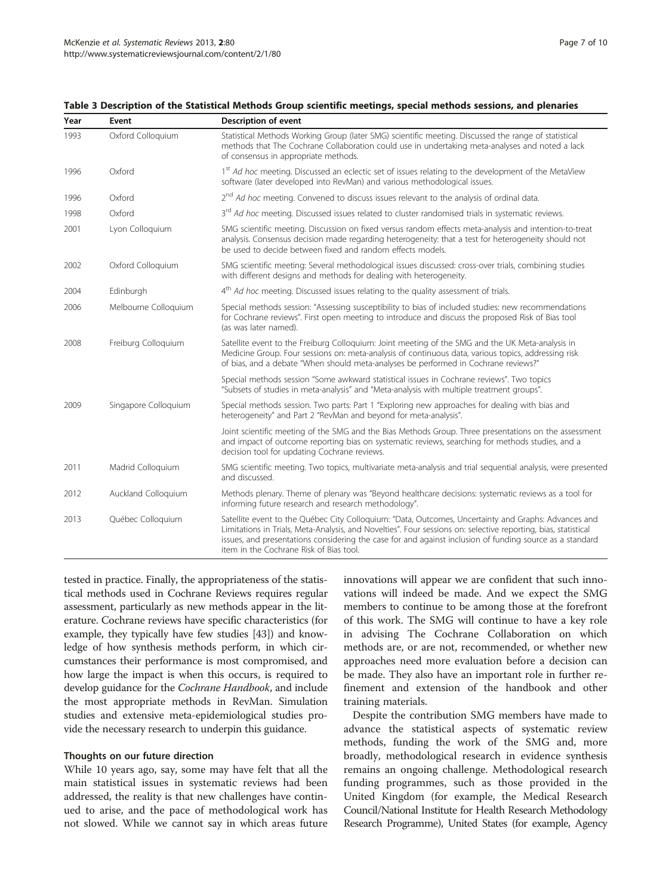**Table 3 Description of the Statistical Methods Group scientific meetings, special methods sessions, and plenaries**

| Year | Event | Description of event |
| --- | --- | --- |
| 1993 | Oxford Colloquium | Statistical Methods Working Group (later SMG) scientific meeting. Discussed the range of statistical methods that The Cochrane Collaboration could use in undertaking meta-analyses and noted a lack of consensus in appropriate methods. |
| 1996 | Oxford | 1st *Ad hoc* meeting. Discussed an eclectic set of issues relating to the development of the MetaView software (later developed into RevMan) and various methodological issues. |
| 1996 | Oxford | 2nd *Ad hoc* meeting. Convened to discuss issues relevant to the analysis of ordinal data. |
| 1998 | Oxford | 3rd *Ad hoc* meeting. Discussed issues related to cluster randomised trials in systematic reviews. |
| 2001 | Lyon Colloquium | SMG scientific meeting. Discussion on fixed versus random effects meta-analysis and intention-to-treat analysis. Consensus decision made regarding heterogeneity: that a test for heterogeneity should not be used to decide between fixed and random effects models. |
| 2002 | Oxford Colloquium | SMG scientific meeting: Several methodological issues discussed: cross-over trials, combining studies with different designs and methods for dealing with heterogeneity. |
| 2004 | Edinburgh | 4th *Ad hoc* meeting. Discussed issues relating to the quality assessment of trials. |
| 2006 | Melbourne Colloquium | Special methods session: "Assessing susceptibility to bias of included studies: new recommendations for Cochrane reviews". First open meeting to introduce and discuss the proposed Risk of Bias tool (as was later named). |
| 2008 | Freiburg Colloquium | Satellite event to the Freiburg Colloquium: Joint meeting of the SMG and the UK Meta-analysis in Medicine Group. Four sessions on: meta-analysis of continuous data, various topics, addressing risk of bias, and a debate "When should meta-analyses be performed in Cochrane reviews?" |
| | | Special methods session "Some awkward statistical issues in Cochrane reviews". Two topics "Subsets of studies in meta-analysis" and "Meta-analysis with multiple treatment groups". |
| 2009 | Singapore Colloquium | Special methods session. Two parts: Part 1 "Exploring new approaches for dealing with bias and heterogeneity" and Part 2 "RevMan and beyond for meta-analysis". |
| | | Joint scientific meeting of the SMG and the Bias Methods Group. Three presentations on the assessment and impact of outcome reporting bias on systematic reviews, searching for methods studies, and a decision tool for updating Cochrane reviews. |
| 2011 | Madrid Colloquium | SMG scientific meeting. Two topics, multivariate meta-analysis and trial sequential analysis, were presented and discussed. |
| 2012 | Auckland Colloquium | Methods plenary. Theme of plenary was "Beyond healthcare decisions: systematic reviews as a tool for informing future research and research methodology". |
| 2013 | Québec Colloquium | Satellite event to the Québec City Colloquium: "Data, Outcomes, Uncertainty and Graphs: Advances and Limitations in Trials, Meta-Analysis, and Novelties". Four sessions on: selective reporting, bias, statistical issues, and presentations considering the case for and against inclusion of funding source as a standard item in the Cochrane Risk of Bias tool. |

tested in practice. Finally, the appropriateness of the statistical methods used in Cochrane Reviews requires regular assessment, particularly as new methods appear in the literature. Cochrane reviews have specific characteristics (for example, they typically have few studies [43]) and knowledge of how synthesis methods perform, in which circumstances their performance is most compromised, and how large the impact is when this occurs, is required to develop guidance for the *Cochrane Handbook*, and include the most appropriate methods in RevMan. Simulation studies and extensive meta-epidemiological studies provide the necessary research to underpin this guidance.

### Thoughts on our future direction

While 10 years ago, say, some may have felt that all the main statistical issues in systematic reviews had been addressed, the reality is that new challenges have continued to arise, and the pace of methodological work has not slowed. While we cannot say in which areas future innovations will appear we are confident that such innovations will indeed be made. And we expect the SMG members to continue to be among those at the forefront of this work. The SMG will continue to have a key role in advising The Cochrane Collaboration on which methods are, or are not, recommended, or whether new approaches need more evaluation before a decision can be made. They also have an important role in further refinement and extension of the handbook and other training materials.

Despite the contribution SMG members have made to advance the statistical aspects of systematic review methods, funding the work of the SMG and, more broadly, methodological research in evidence synthesis remains an ongoing challenge. Methodological research funding programmes, such as those provided in the United Kingdom (for example, the Medical Research Council/National Institute for Health Research Methodology Research Programme), United States (for example, Agency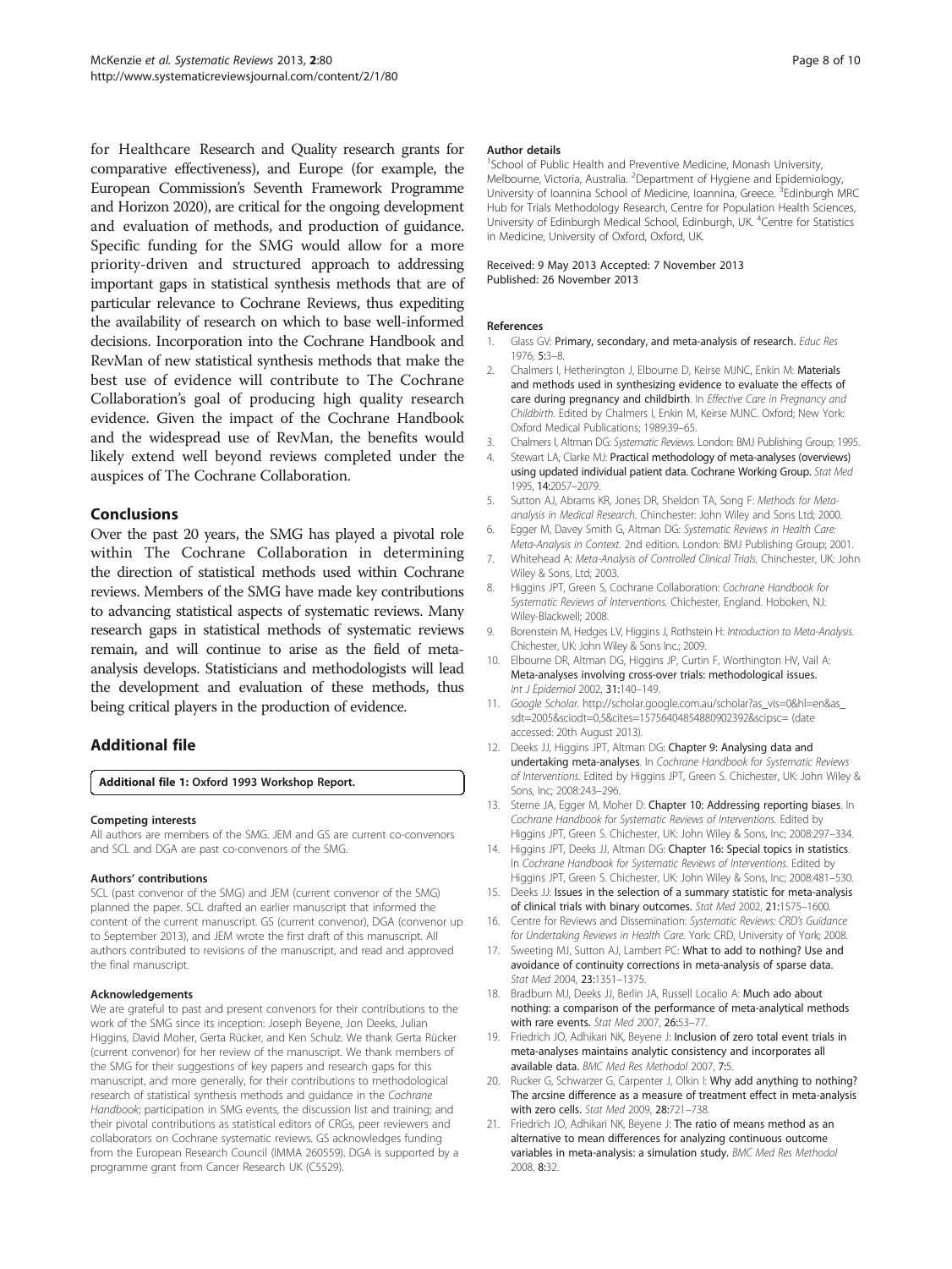for Healthcare Research and Quality research grants for comparative effectiveness), and Europe (for example, the European Commission's Seventh Framework Programme and Horizon 2020), are critical for the ongoing development and evaluation of methods, and production of guidance. Specific funding for the SMG would allow for a more priority-driven and structured approach to addressing important gaps in statistical synthesis methods that are of particular relevance to Cochrane Reviews, thus expediting the availability of research on which to base well-informed decisions. Incorporation into the Cochrane Handbook and RevMan of new statistical synthesis methods that make the best use of evidence will contribute to The Cochrane Collaboration's goal of producing high quality research evidence. Given the impact of the Cochrane Handbook and the widespread use of RevMan, the benefits would likely extend well beyond reviews completed under the auspices of The Cochrane Collaboration.

## Conclusions

Over the past 20 years, the SMG has played a pivotal role within The Cochrane Collaboration in determining the direction of statistical methods used within Cochrane reviews. Members of the SMG have made key contributions to advancing statistical aspects of systematic reviews. Many research gaps in statistical methods of systematic reviews remain, and will continue to arise as the field of meta-analysis develops. Statisticians and methodologists will lead the development and evaluation of these methods, thus being critical players in the production of evidence.

## Additional file

**Additional file 1: Oxford 1993 Workshop Report.**

#### Competing interests

All authors are members of the SMG. JEM and GS are current co-convenors and SCL and DGA are past co-convenors of the SMG.

#### Authors' contributions

SCL (past convenor of the SMG) and JEM (current convenor of the SMG) planned the paper. SCL drafted an earlier manuscript that informed the content of the current manuscript. GS (current convenor), DGA (convenor up to September 2013), and JEM wrote the first draft of this manuscript. All authors contributed to revisions of the manuscript, and read and approved the final manuscript.

#### Acknowledgements

We are grateful to past and present convenors for their contributions to the work of the SMG since its inception: Joseph Beyene, Jon Deeks, Julian Higgins, David Moher, Gerta Rücker, and Ken Schulz. We thank Gerta Rücker (current convenor) for her review of the manuscript. We thank members of the SMG for their suggestions of key papers and research gaps for this manuscript, and more generally, for their contributions to methodological research of statistical synthesis methods and guidance in the *Cochrane Handbook*; participation in SMG events, the discussion list and training; and their pivotal contributions as statistical editors of CRGs, peer reviewers and collaborators on Cochrane systematic reviews. GS acknowledges funding from the European Research Council (IMMA 260559). DGA is supported by a programme grant from Cancer Research UK (C5529).

#### Author details

[1]School of Public Health and Preventive Medicine, Monash University, Melbourne, Victoria, Australia. [2]Department of Hygiene and Epidemiology, University of Ioannina School of Medicine, Ioannina, Greece. [3]Edinburgh MRC Hub for Trials Methodology Research, Centre for Population Health Sciences, University of Edinburgh Medical School, Edinburgh, UK. [4]Centre for Statistics in Medicine, University of Oxford, Oxford, UK.

Received: 9 May 2013 Accepted: 7 November 2013
Published: 26 November 2013

#### References

1. Glass GV: **Primary, secondary, and meta-analysis of research.** *Educ Res* 1976, **5:**3–8.
2. Chalmers I, Hetherington J, Elbourne D, Keirse MJNC, Enkin M: **Materials and methods used in synthesizing evidence to evaluate the effects of care during pregnancy and childbirth.** In *Effective Care in Pregnancy and Childbirth.* Edited by Chalmers I, Enkin M, Keirse MJNC. Oxford; New York: Oxford Medical Publications; 1989:39–65.
3. Chalmers I, Altman DG: *Systematic Reviews.* London: BMJ Publishing Group; 1995.
4. Stewart LA, Clarke MJ: **Practical methodology of meta-analyses (overviews) using updated individual patient data. Cochrane Working Group.** *Stat Med* 1995, **14:**2057–2079.
5. Sutton AJ, Abrams KR, Jones DR, Sheldon TA, Song F: *Methods for Meta-analysis in Medical Research.* Chinchester: John Wiley and Sons Ltd; 2000.
6. Egger M, Davey Smith G, Altman DG: *Systematic Reviews in Health Care: Meta-Analysis in Context.* 2nd edition. London: BMJ Publishing Group; 2001.
7. Whitehead A: *Meta-Analysis of Controlled Clinical Trials.* Chichester, UK: John Wiley & Sons, Ltd; 2003.
8. Higgins JPT, Green S, Cochrane Collaboration: *Cochrane Handbook for Systematic Reviews of Interventions.* Chichester, England. Hoboken, NJ: Wiley-Blackwell; 2008.
9. Borenstein M, Hedges LV, Higgins J, Rothstein H: *Introduction to Meta-Analysis.* Chichester, UK: John Wiley & Sons Inc.; 2009.
10. Elbourne DR, Altman DG, Higgins JP, Curtin F, Worthington HV, Vail A: **Meta-analyses involving cross-over trials: methodological issues.** *Int J Epidemiol* 2002, **31:**140–149.
11. *Google Scholar.* http://scholar.google.com.au/scholar?as_vis=0&hl=en&as_sdt=2005&sciodt=0,5&cites=15756404854880902392&scipsc= (date accessed: 20th August 2013).
12. Deeks JJ, Higgins JPT, Altman DG: **Chapter 9: Analysing data and undertaking meta-analyses.** In *Cochrane Handbook for Systematic Reviews of Interventions.* Edited by Higgins JPT, Green S. Chichester, UK: John Wiley & Sons, Inc; 2008:243–296.
13. Sterne JA, Egger M, Moher D: **Chapter 10: Addressing reporting biases.** In *Cochrane Handbook for Systematic Reviews of Interventions.* Edited by Higgins JPT, Green S. Chichester, UK: John Wiley & Sons, Inc; 2008:297–334.
14. Higgins JPT, Deeks JJ, Altman DG: **Chapter 16: Special topics in statistics.** In *Cochrane Handbook for Systematic Reviews of Interventions.* Edited by Higgins JPT, Green S. Chichester, UK: John Wiley & Sons, Inc; 2008:481–530.
15. Deeks JJ: **Issues in the selection of a summary statistic for meta-analysis of clinical trials with binary outcomes.** *Stat Med* 2002, **21:**1575–1600.
16. Centre for Reviews and Dissemination: *Systematic Reviews: CRD's Guidance for Undertaking Reviews in Health Care.* York: CRD, University of York; 2008.
17. Sweeting MJ, Sutton AJ, Lambert PC: **What to add to nothing? Use and avoidance of continuity corrections in meta-analysis of sparse data.** *Stat Med* 2004, **23:**1351–1375.
18. Bradburn MJ, Deeks JJ, Berlin JA, Russell Localio A: **Much ado about nothing: a comparison of the performance of meta-analytical methods with rare events.** *Stat Med* 2007, **26:**53–77.
19. Friedrich JO, Adhikari NK, Beyene J: **Inclusion of zero total event trials in meta-analyses maintains analytic consistency and incorporates all available data.** *BMC Med Res Methodol* 2007, **7:**5.
20. Rucker G, Schwarzer G, Carpenter J, Olkin I: **Why add anything to nothing? The arcsine difference as a measure of treatment effect in meta-analysis with zero cells.** *Stat Med* 2009, **28:**721–738.
21. Friedrich JO, Adhikari NK, Beyene J: **The ratio of means method as an alternative to mean differences for analyzing continuous outcome variables in meta-analysis: a simulation study.** *BMC Med Res Methodol* 2008, **8:**32.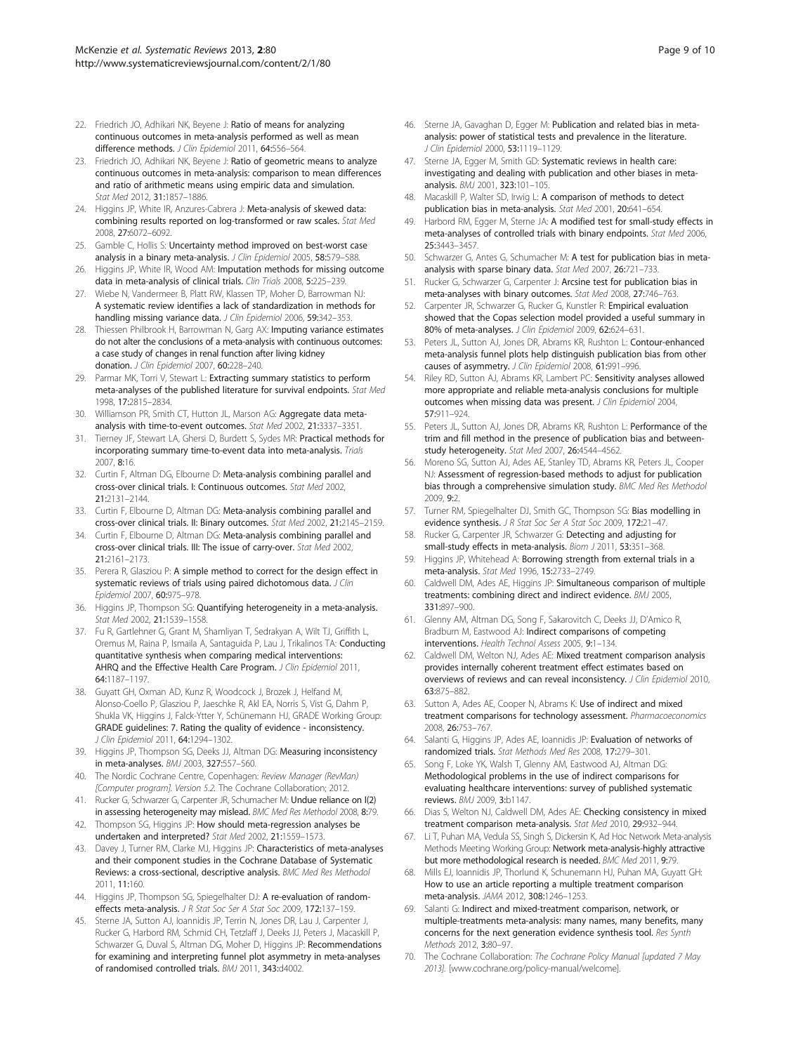22. Friedrich JO, Adhikari NK, Beyene J: **Ratio of means for analyzing continuous outcomes in meta-analysis performed as well as mean difference methods.** *J Clin Epidemiol* 2011, **64:**556–564.
23. Friedrich JO, Adhikari NK, Beyene J: **Ratio of geometric means to analyze continuous outcomes in meta-analysis: comparison to mean differences and ratio of arithmetic means using empiric data and simulation.** *Stat Med* 2012, **31:**1857–1886.
24. Higgins JP, White IR, Anzures-Cabrera J: **Meta-analysis of skewed data: combining results reported on log-transformed or raw scales.** *Stat Med* 2008, **27:**6072–6092.
25. Gamble C, Hollis S: **Uncertainty method improved on best-worst case analysis in a binary meta-analysis.** *J Clin Epidemiol* 2005, **58:**579–588.
26. Higgins JP, White IR, Wood AM: **Imputation methods for missing outcome data in meta-analysis of clinical trials.** *Clin Trials* 2008, **5:**225–239.
27. Wiebe N, Vandermeer B, Platt RW, Klassen TP, Moher D, Barrowman NJ: **A systematic review identifies a lack of standardization in methods for handling missing variance data.** *J Clin Epidemiol* 2006, **59:**342–353.
28. Thiessen Philbrook H, Barrowman N, Garg AX: **Imputing variance estimates do not alter the conclusions of a meta-analysis with continuous outcomes: a case study of changes in renal function after living kidney donation.** *J Clin Epidemiol* 2007, **60:**228–240.
29. Parmar MK, Torri V, Stewart L: **Extracting summary statistics to perform meta-analyses of the published literature for survival endpoints.** *Stat Med* 1998, **17:**2815–2834.
30. Williamson PR, Smith CT, Hutton JL, Marson AG: **Aggregate data meta-analysis with time-to-event outcomes.** *Stat Med* 2002, **21:**3337–3351.
31. Tierney JF, Stewart LA, Ghersi D, Burdett S, Sydes MR: **Practical methods for incorporating summary time-to-event data into meta-analysis.** *Trials* 2007, **8:**16.
32. Curtin F, Altman DG, Elbourne D: **Meta-analysis combining parallel and cross-over clinical trials. I: Continuous outcomes.** *Stat Med* 2002, **21:**2131–2144.
33. Curtin F, Elbourne D, Altman DG: **Meta-analysis combining parallel and cross-over clinical trials. II: Binary outcomes.** *Stat Med* 2002, **21:**2145–2159.
34. Curtin F, Elbourne D, Altman DG: **Meta-analysis combining parallel and cross-over clinical trials. III: The issue of carry-over.** *Stat Med* 2002, **21:**2161–2173.
35. Perera R, Glasziou P: **A simple method to correct for the design effect in systematic reviews of trials using paired dichotomous data.** *J Clin Epidemiol* 2007, **60:**975–978.
36. Higgins JP, Thompson SG: **Quantifying heterogeneity in a meta-analysis.** *Stat Med* 2002, **21:**1539–1558.
37. Fu R, Gartlehner G, Grant M, Shamliyan T, Sedrakyan A, Wilt TJ, Griffith L, Oremus M, Raina P, Ismaila A, Santaguida P, Lau J, Trikalinos TA: **Conducting quantitative synthesis when comparing medical interventions: AHRQ and the Effective Health Care Program.** *J Clin Epidemiol* 2011, **64:**1187–1197.
38. Guyatt GH, Oxman AD, Kunz R, Woodcock J, Brozek J, Helfand M, Alonso-Coello P, Glasziou P, Jaeschke R, Akl EA, Norris S, Vist G, Dahm P, Shukla VK, Higgins J, Falck-Ytter Y, Schünemann HJ, GRADE Working Group: **GRADE guidelines: 7. Rating the quality of evidence - inconsistency.** *J Clin Epidemiol* 2011, **64:**1294–1302.
39. Higgins JP, Thompson SG, Deeks JJ, Altman DG: **Measuring inconsistency in meta-analyses.** *BMJ* 2003, **327:**557–560.
40. The Nordic Cochrane Centre, Copenhagen: *Review Manager (RevMan) [Computer program]. Version 5.2.* The Cochrane Collaboration; 2012.
41. Rucker G, Schwarzer G, Carpenter JR, Schumacher M: **Undue reliance on I(2) in assessing heterogeneity may mislead.** *BMC Med Res Methodol* 2008, **8:**79.
42. Thompson SG, Higgins JP: **How should meta-regression analyses be undertaken and interpreted?** *Stat Med* 2002, **21:**1559–1573.
43. Davey J, Turner RM, Clarke MJ, Higgins JP: **Characteristics of meta-analyses and their component studies in the Cochrane Database of Systematic Reviews: a cross-sectional, descriptive analysis.** *BMC Med Res Methodol* 2011, **11:**160.
44. Higgins JP, Thompson SG, Spiegelhalter DJ: **A re-evaluation of random-effects meta-analysis.** *J R Stat Soc Ser A Stat Soc* 2009, **172:**137–159.
45. Sterne JA, Sutton AJ, Ioannidis JP, Terrin N, Jones DR, Lau J, Carpenter J, Rucker G, Harbord RM, Schmid CH, Tetzlaff J, Deeks JJ, Peters J, Macaskill P, Schwarzer G, Duval S, Altman DG, Moher D, Higgins JP: **Recommendations for examining and interpreting funnel plot asymmetry in meta-analyses of randomised controlled trials.** *BMJ* 2011, **343:**d4002.
46. Sterne JA, Gavaghan D, Egger M: **Publication and related bias in meta-analysis: power of statistical tests and prevalence in the literature.** *J Clin Epidemiol* 2000, **53:**1119–1129.
47. Sterne JA, Egger M, Smith GD: **Systematic reviews in health care: investigating and dealing with publication and other biases in meta-analysis.** *BMJ* 2001, **323:**101–105.
48. Macaskill P, Walter SD, Irwig L: **A comparison of methods to detect publication bias in meta-analysis.** *Stat Med* 2001, **20:**641–654.
49. Harbord RM, Egger M, Sterne JA: **A modified test for small-study effects in meta-analyses of controlled trials with binary endpoints.** *Stat Med* 2006, **25:**3443–3457.
50. Schwarzer G, Antes G, Schumacher M: **A test for publication bias in meta-analysis with sparse binary data.** *Stat Med* 2007, **26:**721–733.
51. Rucker G, Schwarzer G, Carpenter J: **Arcsine test for publication bias in meta-analyses with binary outcomes.** *Stat Med* 2008, **27:**746–763.
52. Carpenter JR, Schwarzer G, Rucker G, Kunstler R: **Empirical evaluation showed that the Copas selection model provided a useful summary in 80% of meta-analyses.** *J Clin Epidemiol* 2009, **62:**624–631.
53. Peters JL, Sutton AJ, Jones DR, Abrams KR, Rushton L: **Contour-enhanced meta-analysis funnel plots help distinguish publication bias from other causes of asymmetry.** *J Clin Epidemiol* 2008, **61:**991–996.
54. Riley RD, Sutton AJ, Abrams KR, Lambert PC: **Sensitivity analyses allowed more appropriate and reliable meta-analysis conclusions for multiple outcomes when missing data was present.** *J Clin Epidemiol* 2004, **57:**911–924.
55. Peters JL, Sutton AJ, Jones DR, Abrams KR, Rushton L: **Performance of the trim and fill method in the presence of publication bias and between-study heterogeneity.** *Stat Med* 2007, **26:**4544–4562.
56. Moreno SG, Sutton AJ, Ades AE, Stanley TD, Abrams KR, Peters JL, Cooper NJ: **Assessment of regression-based methods to adjust for publication bias through a comprehensive simulation study.** *BMC Med Res Methodol* 2009, **9:**2.
57. Turner RM, Spiegelhalter DJ, Smith GC, Thompson SG: **Bias modelling in evidence synthesis.** *J R Stat Soc Ser A Stat Soc* 2009, **172:**21–47.
58. Rucker G, Carpenter JR, Schwarzer G: **Detecting and adjusting for small-study effects in meta-analysis.** *Biom J* 2011, **53:**351–368.
59. Higgins JP, Whitehead A: **Borrowing strength from external trials in a meta-analysis.** *Stat Med* 1996, **15:**2733–2749.
60. Caldwell DM, Ades AE, Higgins JP: **Simultaneous comparison of multiple treatments: combining direct and indirect evidence.** *BMJ* 2005, **331:**897–900.
61. Glenny AM, Altman DG, Song F, Sakarovitch C, Deeks JJ, D'Amico R, Bradburn M, Eastwood AJ: **Indirect comparisons of competing interventions.** *Health Technol Assess* 2005, **9:**1–134.
62. Caldwell DM, Welton NJ, Ades AE: **Mixed treatment comparison analysis provides internally coherent treatment effect estimates based on overviews of reviews and can reveal inconsistency.** *J Clin Epidemiol* 2010, **63:**875–882.
63. Sutton A, Ades AE, Cooper N, Abrams K: **Use of indirect and mixed treatment comparisons for technology assessment.** *Pharmacoeconomics* 2008, **26:**753–767.
64. Salanti G, Higgins JP, Ades AE, Ioannidis JP: **Evaluation of networks of randomized trials.** *Stat Methods Med Res* 2008, **17:**279–301.
65. Song F, Loke YK, Walsh T, Glenny AM, Eastwood AJ, Altman DG: **Methodological problems in the use of indirect comparisons for evaluating healthcare interventions: survey of published systematic reviews.** *BMJ* 2009, **3:**b1147.
66. Dias S, Welton NJ, Caldwell DM, Ades AE: **Checking consistency in mixed treatment comparison meta-analysis.** *Stat Med* 2010, **29:**932–944.
67. Li T, Puhan MA, Vedula SS, Singh S, Dickersin K, Ad Hoc Network Meta-analysis Methods Meeting Working Group: **Network meta-analysis-highly attractive but more methodological research is needed.** *BMC Med* 2011, **9:**79.
68. Mills EJ, Ioannidis JP, Thorlund K, Schunemann HJ, Puhan MA, Guyatt GH: **How to use an article reporting a multiple treatment comparison meta-analysis.** *JAMA* 2012, **308:**1246–1253.
69. Salanti G: **Indirect and mixed-treatment comparison, network, or multiple-treatments meta-analysis: many names, many benefits, many concerns for the next generation evidence synthesis tool.** *Res Synth Methods* 2012, **3:**80–97.
70. The Cochrane Collaboration: *The Cochrane Policy Manual [updated 7 May 2013].* [www.cochrane.org/policy-manual/welcome].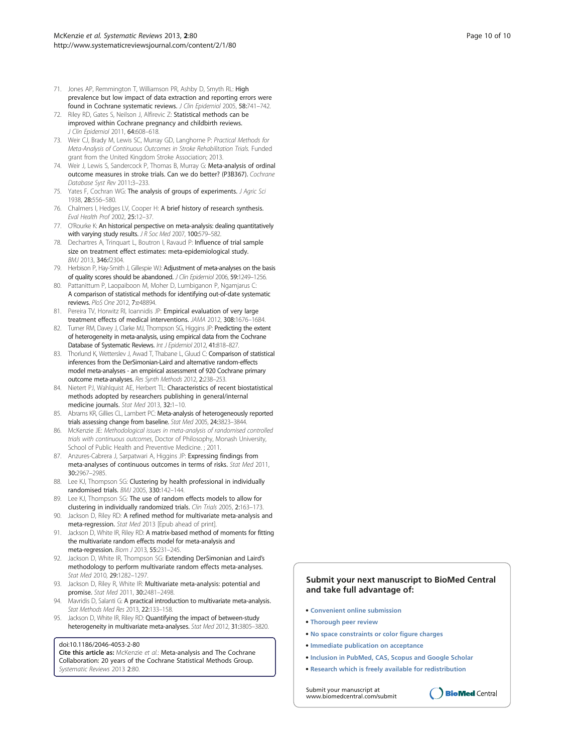71. Jones AP, Remmington T, Williamson PR, Ashby D, Smyth RL: **High prevalence but low impact of data extraction and reporting errors were found in Cochrane systematic reviews.** *J Clin Epidemiol* 2005, **58:**741–742.
72. Riley RD, Gates S, Neilson J, Alfirevic Z: **Statistical methods can be improved within Cochrane pregnancy and childbirth reviews.** *J Clin Epidemiol* 2011, **64:**608–618.
73. Weir CJ, Brady M, Lewis SC, Murray GD, Langhorne P: *Practical Methods for Meta-Analysis of Continuous Outcomes in Stroke Rehabilitation Trials.* Funded grant from the United Kingdom Stroke Association; 2013.
74. Weir J, Lewis S, Sandercock P, Thomas B, Murray G: **Meta-analysis of ordinal outcome measures in stroke trials. Can we do better? (P3B367).** *Cochrane Database Syst Rev* 2011:3–233.
75. Yates F, Cochran WG: **The analysis of groups of experiments.** *J Agric Sci* 1938, **28:**556–580.
76. Chalmers I, Hedges LV, Cooper H: **A brief history of research synthesis.** *Eval Health Prof* 2002, **25:**12–37.
77. O'Rourke K: **An historical perspective on meta-analysis: dealing quantitatively with varying study results.** *J R Soc Med* 2007, **100:**579–582.
78. Dechartres A, Trinquart L, Boutron I, Ravaud P: **Influence of trial sample size on treatment effect estimates: meta-epidemiological study.** *BMJ* 2013, **346:**f2304.
79. Herbison P, Hay-Smith J, Gillespie WJ: **Adjustment of meta-analyses on the basis of quality scores should be abandoned.** *J Clin Epidemiol* 2006, **59:**1249–1256.
80. Pattanittum P, Laopaiboon M, Moher D, Lumbiganon P, Ngamjarus C: **A comparison of statistical methods for identifying out-of-date systematic reviews.** *PloS One* 2012, **7:**e48894.
81. Pereira TV, Horwitz RI, Ioannidis JP: **Empirical evaluation of very large treatment effects of medical interventions.** *JAMA* 2012, **308:**1676–1684.
82. Turner RM, Davey J, Clarke MJ, Thompson SG, Higgins JP: **Predicting the extent of heterogeneity in meta-analysis, using empirical data from the Cochrane Database of Systematic Reviews.** *Int J Epidemiol* 2012, **41:**818–827.
83. Thorlund K, Wetterslev J, Awad T, Thabane L, Gluud C: **Comparison of statistical inferences from the DerSimonian-Laird and alternative random-effects model meta-analyses - an empirical assessment of 920 Cochrane primary outcome meta-analyses.** *Res Synth Methods* 2012, **2:**238–253.
84. Nietert PJ, Wahlquist AE, Herbert TL: **Characteristics of recent biostatistical methods adopted by researchers publishing in general/internal medicine journals.** *Stat Med* 2013, **32:**1–10.
85. Abrams KR, Gillies CL, Lambert PC: **Meta-analysis of heterogeneously reported trials assessing change from baseline.** *Stat Med* 2005, **24:**3823–3844.
86. McKenzie JE: *Methodological issues in meta-analysis of randomised controlled trials with continuous outcomes*, Doctor of Philosophy, Monash University, School of Public Health and Preventive Medicine. ; 2011.
87. Anzures-Cabrera J, Sarpatwari A, Higgins JP: **Expressing findings from meta-analyses of continuous outcomes in terms of risks.** *Stat Med* 2011, **30:**2967–2985.
88. Lee KJ, Thompson SG: **Clustering by health professional in individually randomised trials.** *BMJ* 2005, **330:**142–144.
89. Lee KJ, Thompson SG: **The use of random effects models to allow for clustering in individually randomized trials.** *Clin Trials* 2005, **2:**163–173.
90. Jackson D, Riley RD: **A refined method for multivariate meta-analysis and meta-regression.** *Stat Med* 2013 [Epub ahead of print].
91. Jackson D, White IR, Riley RD: **A matrix-based method of moments for fitting the multivariate random effects model for meta-analysis and meta-regression.** *Biom J* 2013, **55:**231–245.
92. Jackson D, White IR, Thompson SG: **Extending DerSimonian and Laird's methodology to perform multivariate random effects meta-analyses.** *Stat Med* 2010, **29:**1282–1297.
93. Jackson D, Riley R, White IR: **Multivariate meta-analysis: potential and promise.** *Stat Med* 2011, **30:**2481–2498.
94. Mavridis D, Salanti G: **A practical introduction to multivariate meta-analysis.** *Stat Methods Med Res* 2013, **22:**133–158.
95. Jackson D, White IR, Riley RD: **Quantifying the impact of between-study heterogeneity in multivariate meta-analyses.** *Stat Med* 2012, **31:**3805–3820.

doi:10.1186/2046-4053-2-80

**Cite this article as:** McKenzie *et al.*: Meta-analysis and The Cochrane Collaboration: 20 years of the Cochrane Statistical Methods Group. *Systematic Reviews* 2013 **2**:80.

**Submit your next manuscript to BioMed Central and take full advantage of:**

- **Convenient online submission**
- **Thorough peer review**
- **No space constraints or color figure charges**
- **Immediate publication on acceptance**
- **Inclusion in PubMed, CAS, Scopus and Google Scholar**
- **Research which is freely available for redistribution**

Submit your manuscript at www.biomedcentral.com/submit

BioMed Central